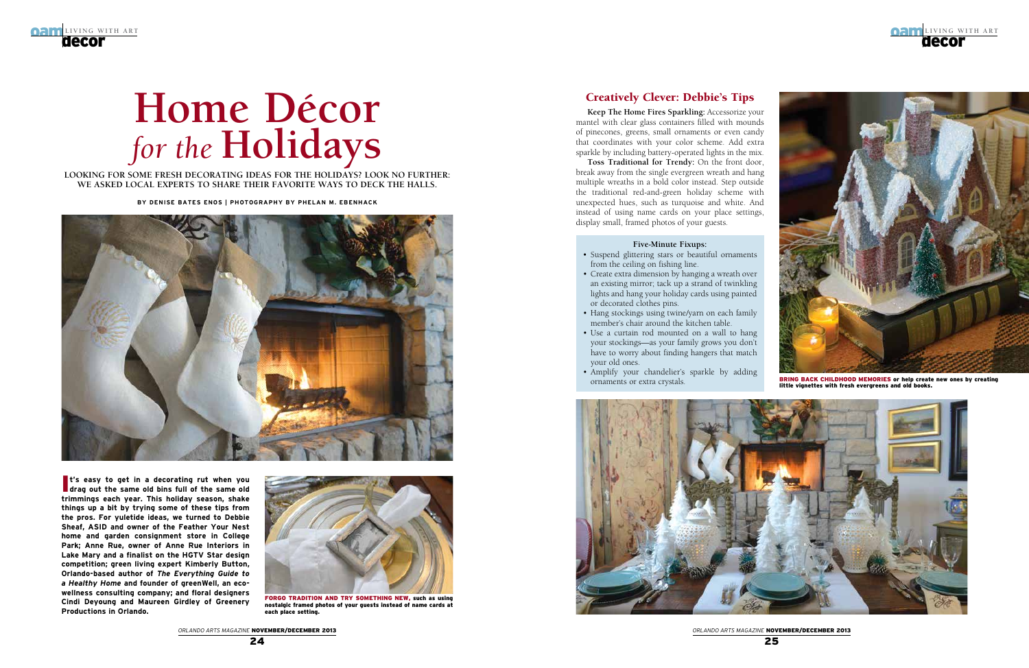# Home Décor *for the* Holidays

**LOOKING FOR SOME FRESH DECORATING IDEAS FOR THE HOLIDAYS? LOOK NO FURTHER: WE ASKED LOCAL EXPERTS TO SHARE THEIR FAVORITE WAYS TO DECK THE HALLS.**

**BY DENISE BATES ENOS | PHOTOGRAPHY BY PHELAN M. EBENHACK**

**It's easy to get in a decorating rut when you drag out the same old bins full of the same old trimmings each year. This holiday season, shake things up a bit by trying some of these tips from the pros. For yuletide ideas, we turned to Debbie Sheaf, ASID and owner of the Feather Your Nest home and garden consignment store in College Park; Anne Rue, owner of Anne Rue Interiors in Lake Mary and a finalist on the HGTV Star design competition; green living expert Kimberly Button, Orlando-based author of *The Everything Guide to a Healthy Home* and founder of greenWell, an eco-wellness consulting company; and floral designers Cindi Deyoung and Maureen Girdley of Greenery Productions in Orlando.**

**FORGO TRADITION AND TRY SOMETHING NEW,** such as using nostalgic framed photos of your guests instead of name cards at each place setting.

## Creatively Clever: Debbie's Tips

**Keep The Home Fires Sparkling:** Accessorize your mantel with clear glass containers filled with mounds of pinecones, greens, small ornaments or even candy that coordinates with your color scheme. Add extra sparkle by including battery-operated lights in the mix.

**Toss Traditional for Trendy:** On the front door, break away from the single evergreen wreath and hang multiple wreaths in a bold color instead. Step outside the traditional red-and-green holiday scheme with unexpected hues, such as turquoise and white. And instead of using name cards on your place settings, display small, framed photos of your guests.

### Five-Minute Fixups:

- Suspend glittering stars or beautiful ornaments from the ceiling on fishing line.
- Create extra dimension by hanging a wreath over an existing mirror; tack up a strand of twinkling lights and hang your holiday cards using painted or decorated clothes pins.
- Hang stockings using twine/yarn on each family member's chair around the kitchen table.
- Use a curtain rod mounted on a wall to hang your stockings—as your family grows you don't have to worry about finding hangers that match your old ones.
- Amplify your chandelier's sparkle by adding ornaments or extra crystals.

**BRING BACK CHILDHOOD MEMORIES** or help create new ones by creating little vignettes with fresh evergreens and old books.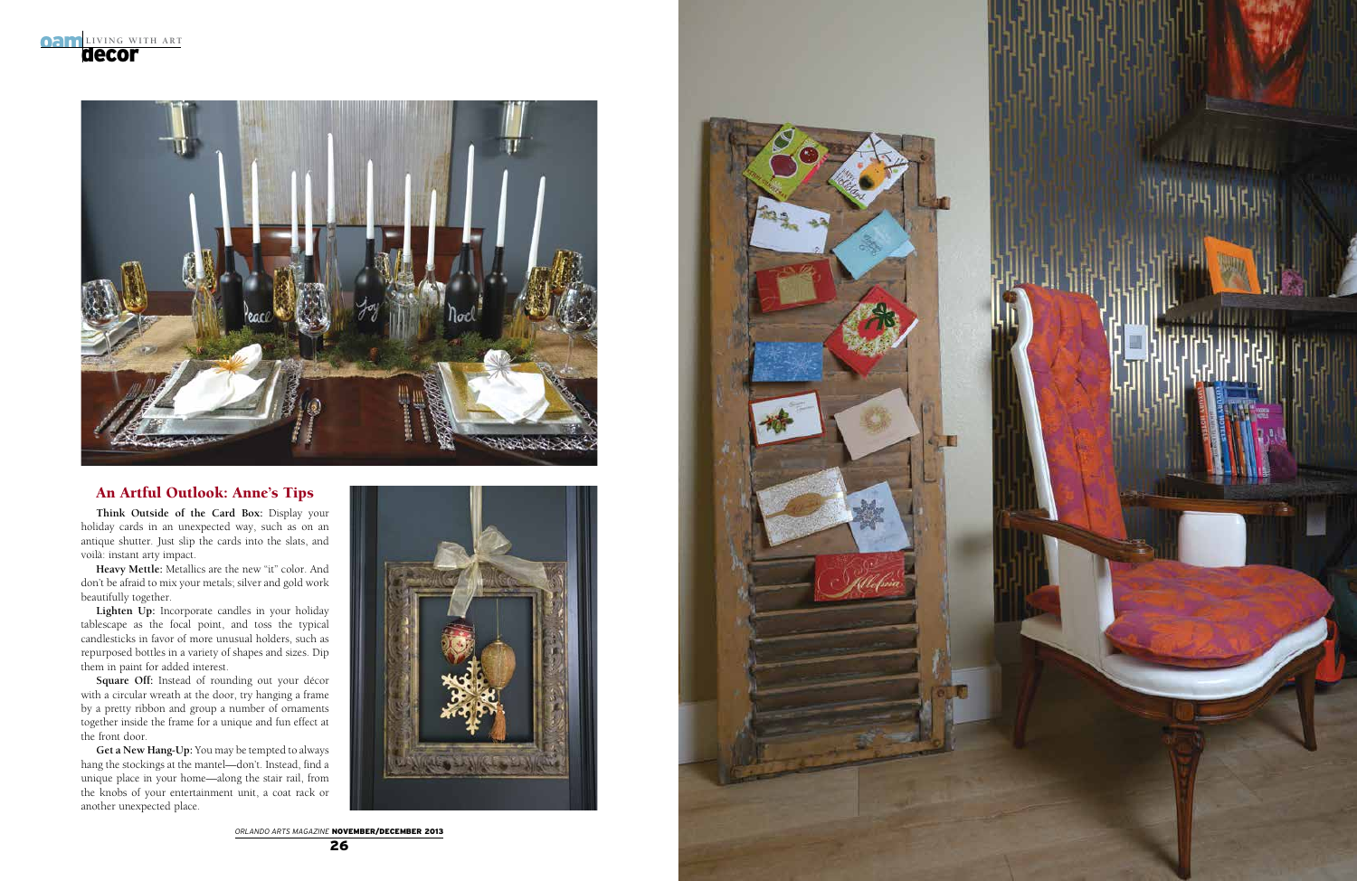## An Artful Outlook: Anne's Tips

**Think Outside of the Card Box:** Display your holiday cards in an unexpected way, such as on an antique shutter. Just slip the cards into the slats, and voilà: instant arty impact.

**Heavy Mettle:** Metallics are the new "it" color. And don't be afraid to mix your metals; silver and gold work beautifully together.

**Lighten Up:** Incorporate candles in your holiday tablescape as the focal point, and toss the typical candlesticks in favor of more unusual holders, such as repurposed bottles in a variety of shapes and sizes. Dip them in paint for added interest.

**Square Off:** Instead of rounding out your décor with a circular wreath at the door, try hanging a frame by a pretty ribbon and group a number of ornaments together inside the frame for a unique and fun effect at the front door.

**Get a New Hang-Up:** You may be tempted to always hang the stockings at the mantel—don't. Instead, find a unique place in your home—along the stair rail, from the knobs of your entertainment unit, a coat rack or another unexpected place.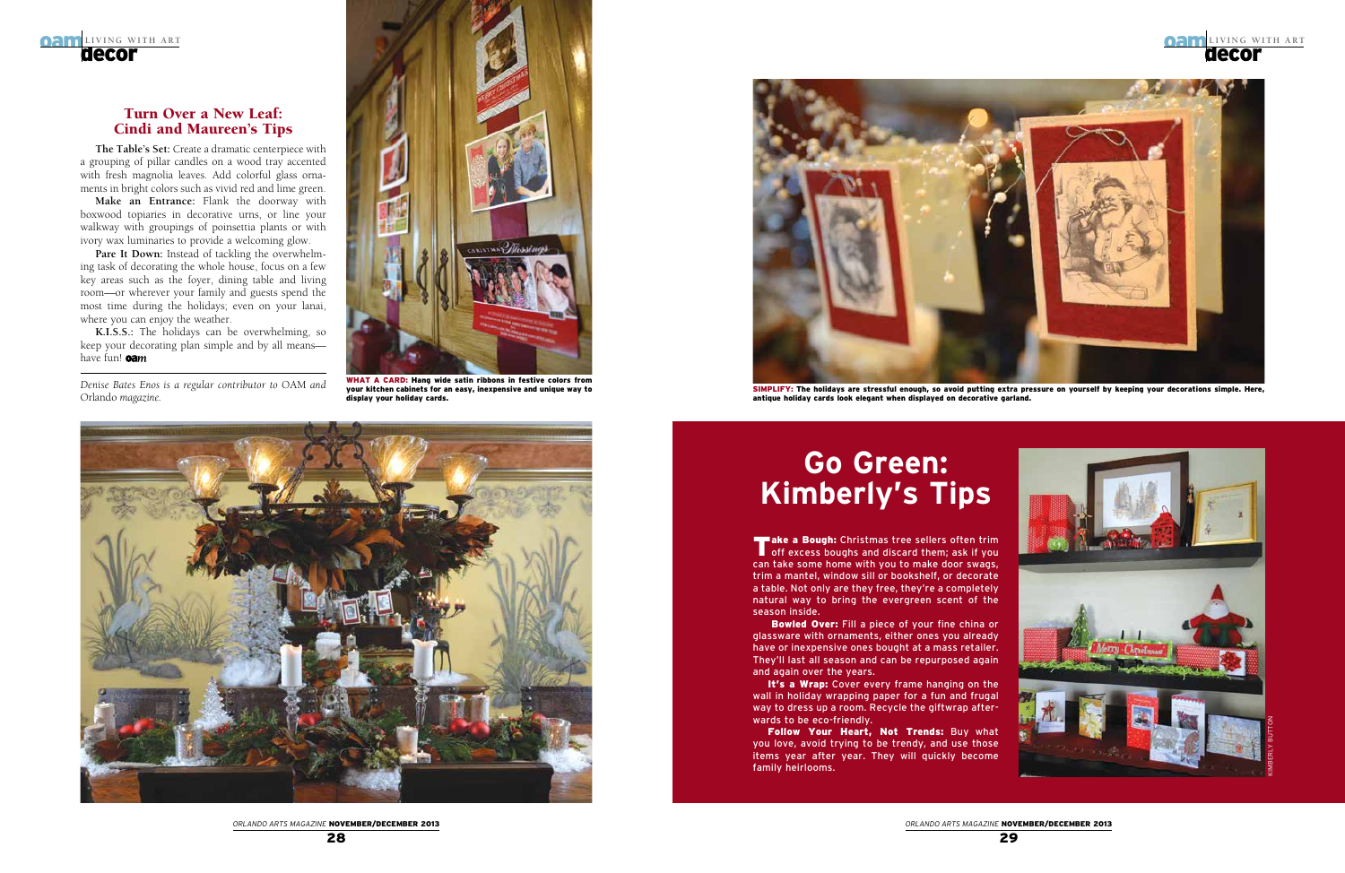## Turn Over a New Leaf: Cindi and Maureen's Tips

**The Table's Set:** Create a dramatic centerpiece with a grouping of pillar candles on a wood tray accented with fresh magnolia leaves. Add colorful glass ornaments in bright colors such as vivid red and lime green.

**Make an Entrance:** Flank the doorway with boxwood topiaries in decorative urns, or line your walkway with groupings of poinsettia plants or with ivory wax luminaries to provide a welcoming glow.

**Pare It Down:** Instead of tackling the overwhelming task of decorating the whole house, focus on a few key areas such as the foyer, dining table and living room—or wherever your family and guests spend the most time during the holidays; even on your lanai, where you can enjoy the weather.

**K.I.S.S.:** The holidays can be overwhelming, so keep your decorating plan simple and by all means—have fun! **oam**

*Denise Bates Enos is a regular contributor to* OAM *and* Orlando *magazine.*

**WHAT A CARD: Hang wide satin ribbons in festive colors from your kitchen cabinets for an easy, inexpensive and unique way to display your holiday cards.**

**SIMPLIFY: The holidays are stressful enough, so avoid putting extra pressure on yourself by keeping your decorations simple. Here, antique holiday cards look elegant when displayed on decorative garland.**

## Go Green: Kimberly's Tips

**Take a Bough:** Christmas tree sellers often trim off excess boughs and discard them; ask if you can take some home with you to make door swags, trim a mantel, window sill or bookshelf, or decorate a table. Not only are they free, they're a completely natural way to bring the evergreen scent of the season inside.

**Bowled Over:** Fill a piece of your fine china or glassware with ornaments, either ones you already have or inexpensive ones bought at a mass retailer. They'll last all season and can be repurposed again and again over the years.

**It's a Wrap:** Cover every frame hanging on the wall in holiday wrapping paper for a fun and frugal way to dress up a room. Recycle the giftwrap afterwards to be eco-friendly.

**Follow Your Heart, Not Trends:** Buy what you love, avoid trying to be trendy, and use those items year after year. They will quickly become family heirlooms.

KIMBERLY BUTTON